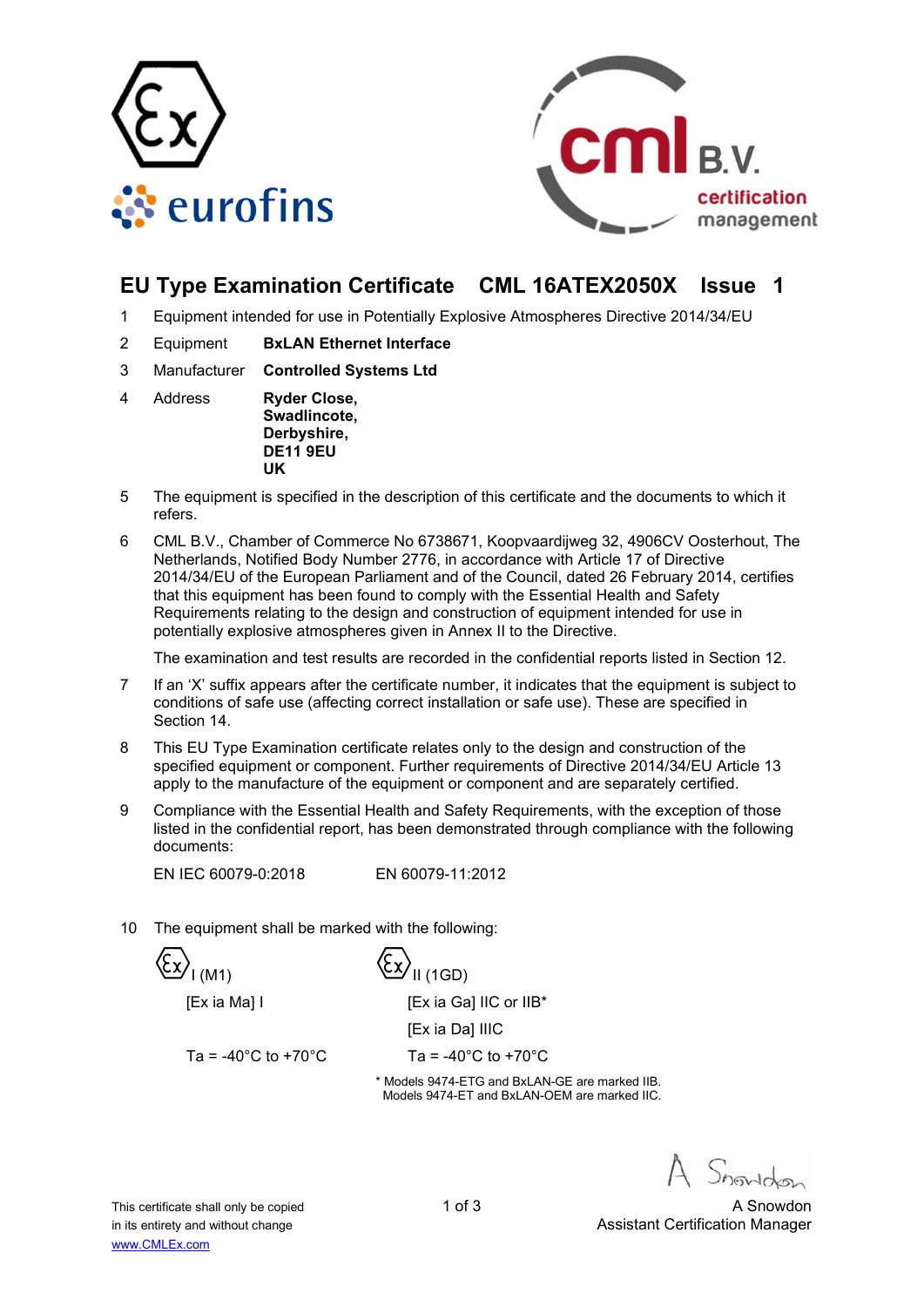# EU Type Examination Certificate CML 16ATEX2050X Issue 1

1 Equipment intended for use in Potentially Explosive Atmospheres Directive 2014/34/EU

2 Equipment **BxLAN Ethernet Interface**

3 Manufacturer **Controlled Systems Ltd**

4 Address **Ryder Close,**
**Swadlincote,**
**Derbyshire,**
**DE11 9EU**
**UK**

5 The equipment is specified in the description of this certificate and the documents to which it refers.

6 CML B.V., Chamber of Commerce No 6738671, Koopvaardijweg 32, 4906CV Oosterhout, The Netherlands, Notified Body Number 2776, in accordance with Article 17 of Directive 2014/34/EU of the European Parliament and of the Council, dated 26 February 2014, certifies that this equipment has been found to comply with the Essential Health and Safety Requirements relating to the design and construction of equipment intended for use in potentially explosive atmospheres given in Annex II to the Directive.

The examination and test results are recorded in the confidential reports listed in Section 12.

7 If an 'X' suffix appears after the certificate number, it indicates that the equipment is subject to conditions of safe use (affecting correct installation or safe use). These are specified in Section 14.

8 This EU Type Examination certificate relates only to the design and construction of the specified equipment or component. Further requirements of Directive 2014/34/EU Article 13 apply to the manufacture of the equipment or component and are separately certified.

9 Compliance with the Essential Health and Safety Requirements, with the exception of those listed in the confidential report, has been demonstrated through compliance with the following documents:

EN IEC 60079-0:2018 EN 60079-11:2012

10 The equipment shall be marked with the following:

| | |
|---|---|
| Ex I (M1) | Ex II (1GD) |
| [Ex ia Ma] I | [Ex ia Ga] IIC or IIB* |
| | [Ex ia Da] IIIC |
| Ta = -40°C to +70°C | Ta = -40°C to +70°C |

\* Models 9474-ETG and BxLAN-GE are marked IIB.
Models 9474-ET and BxLAN-OEM are marked IIC.

This certificate shall only be copied in its entirety and without change
www.CMLEx.com

A Snowdon
Assistant Certification Manager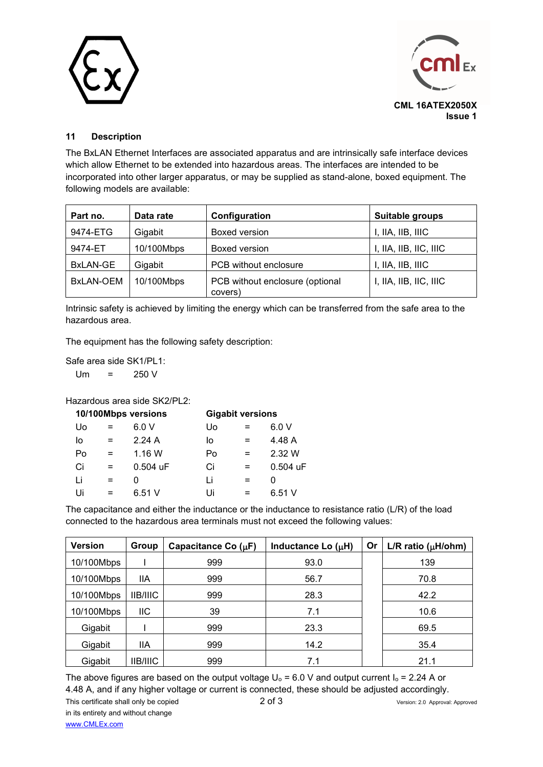## 11 Description

The BxLAN Ethernet Interfaces are associated apparatus and are intrinsically safe interface devices which allow Ethernet to be extended into hazardous areas. The interfaces are intended to be incorporated into other larger apparatus, or may be supplied as stand-alone, boxed equipment. The following models are available:

| Part no. | Data rate | Configuration | Suitable groups |
|---|---|---|---|
| 9474-ETG | Gigabit | Boxed version | I, IIA, IIB, IIIC |
| 9474-ET | 10/100Mbps | Boxed version | I, IIA, IIB, IIC, IIIC |
| BxLAN-GE | Gigabit | PCB without enclosure | I, IIA, IIB, IIIC |
| BxLAN-OEM | 10/100Mbps | PCB without enclosure (optional covers) | I, IIA, IIB, IIC, IIIC |

Intrinsic safety is achieved by limiting the energy which can be transferred from the safe area to the hazardous area.

The equipment has the following safety description:

Safe area side SK1/PL1:

Um = 250 V

Hazardous area side SK2/PL2:

| **10/100Mbps versions** | | | **Gigabit versions** | | |
|---|---|---|---|---|---|
| Uo | = | 6.0 V | Uo | = | 6.0 V |
| Io | = | 2.24 A | Io | = | 4.48 A |
| Po | = | 1.16 W | Po | = | 2.32 W |
| Ci | = | 0.504 uF | Ci | = | 0.504 uF |
| Li | = | 0 | Li | = | 0 |
| Ui | = | 6.51 V | Ui | = | 6.51 V |

The capacitance and either the inductance or the inductance to resistance ratio (L/R) of the load connected to the hazardous area terminals must not exceed the following values:

| Version | Group | Capacitance Co (μF) | Inductance Lo (μH) | Or | L/R ratio (μH/ohm) |
|---|---|---|---|---|---|
| 10/100Mbps | I | 999 | 93.0 | | 139 |
| 10/100Mbps | IIA | 999 | 56.7 | | 70.8 |
| 10/100Mbps | IIB/IIIC | 999 | 28.3 | | 42.2 |
| 10/100Mbps | IIC | 39 | 7.1 | | 10.6 |
| Gigabit | I | 999 | 23.3 | | 69.5 |
| Gigabit | IIA | 999 | 14.2 | | 35.4 |
| Gigabit | IIB/IIIC | 999 | 7.1 | | 21.1 |

The above figures are based on the output voltage $U_o$ = 6.0 V and output current $I_o$ = 2.24 A or 4.48 A, and if any higher voltage or current is connected, these should be adjusted accordingly.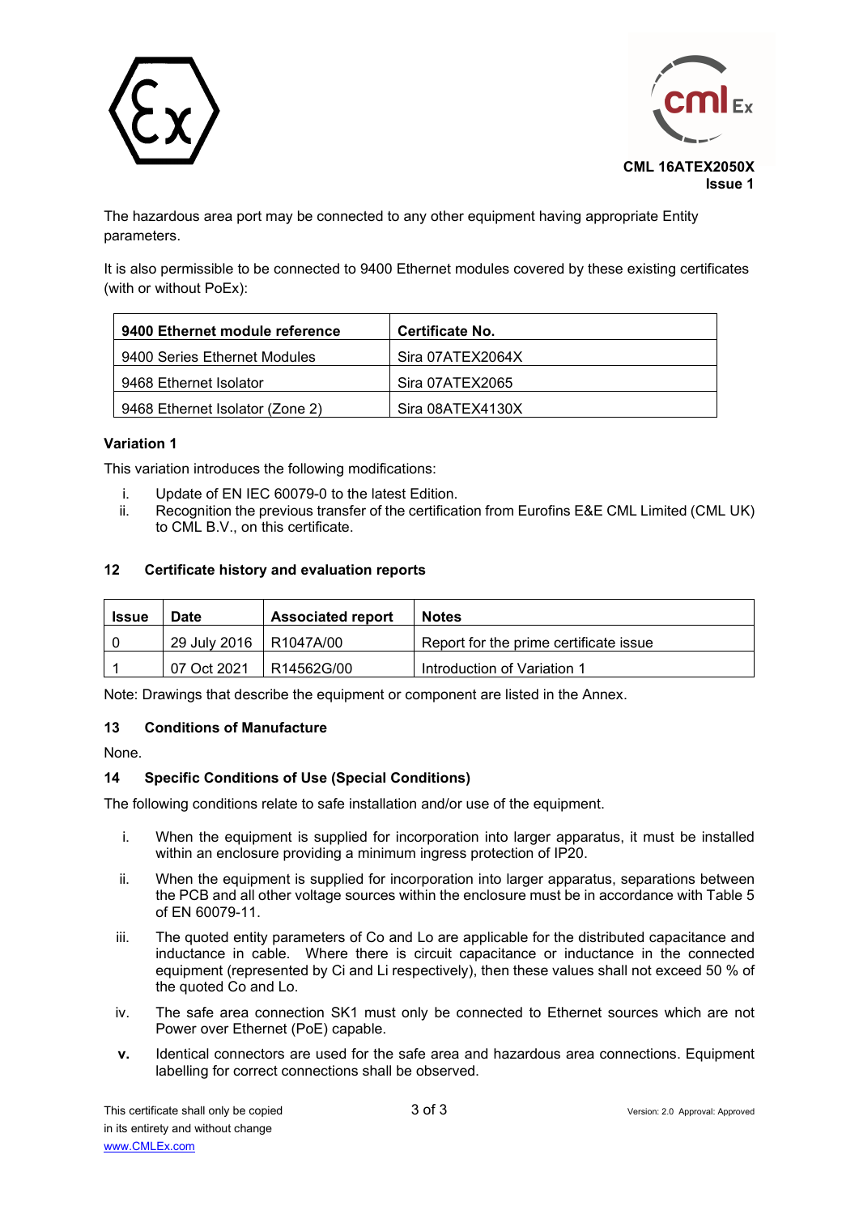The hazardous area port may be connected to any other equipment having appropriate Entity parameters.

It is also permissible to be connected to 9400 Ethernet modules covered by these existing certificates (with or without PoEx):

| 9400 Ethernet module reference | Certificate No. |
|---|---|
| 9400 Series Ethernet Modules | Sira 07ATEX2064X |
| 9468 Ethernet Isolator | Sira 07ATEX2065 |
| 9468 Ethernet Isolator (Zone 2) | Sira 08ATEX4130X |

**Variation 1**

This variation introduces the following modifications:

i. Update of EN IEC 60079-0 to the latest Edition.
ii. Recognition the previous transfer of the certification from Eurofins E&E CML Limited (CML UK) to CML B.V., on this certificate.

### 12 Certificate history and evaluation reports

| Issue | Date | Associated report | Notes |
|---|---|---|---|
| 0 | 29 July 2016 | R1047A/00 | Report for the prime certificate issue |
| 1 | 07 Oct 2021 | R14562G/00 | Introduction of Variation 1 |

Note: Drawings that describe the equipment or component are listed in the Annex.

### 13 Conditions of Manufacture

None.

### 14 Specific Conditions of Use (Special Conditions)

The following conditions relate to safe installation and/or use of the equipment.

i. When the equipment is supplied for incorporation into larger apparatus, it must be installed within an enclosure providing a minimum ingress protection of IP20.

ii. When the equipment is supplied for incorporation into larger apparatus, separations between the PCB and all other voltage sources within the enclosure must be in accordance with Table 5 of EN 60079-11.

iii. The quoted entity parameters of Co and Lo are applicable for the distributed capacitance and inductance in cable. Where there is circuit capacitance or inductance in the connected equipment (represented by Ci and Li respectively), then these values shall not exceed 50 % of the quoted Co and Lo.

iv. The safe area connection SK1 must only be connected to Ethernet sources which are not Power over Ethernet (PoE) capable.

**v.** Identical connectors are used for the safe area and hazardous area connections. Equipment labelling for correct connections shall be observed.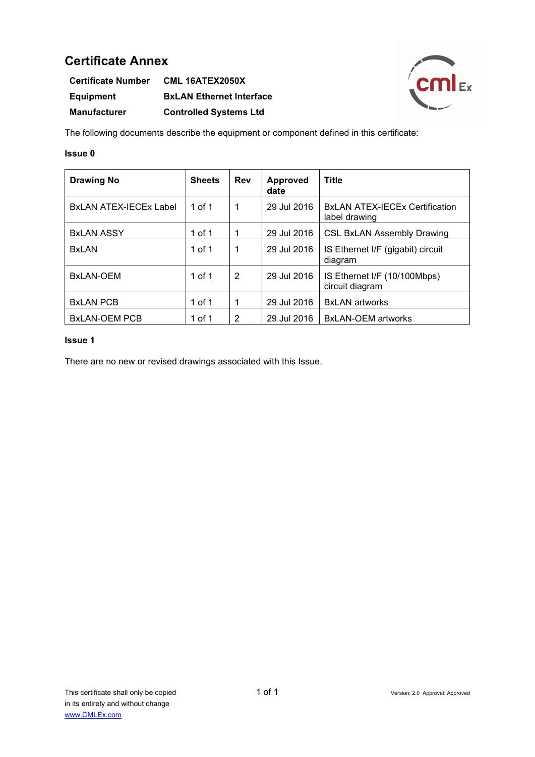# Certificate Annex

| | |
|---|---|
| **Certificate Number** | **CML 16ATEX2050X** |
| **Equipment** | **BxLAN Ethernet Interface** |
| **Manufacturer** | **Controlled Systems Ltd** |

The following documents describe the equipment or component defined in this certificate:

**Issue 0**

| Drawing No | Sheets | Rev | Approved date | Title |
|---|---|---|---|---|
| BxLAN ATEX-IECEx Label | 1 of 1 | 1 | 29 Jul 2016 | BxLAN ATEX-IECEx Certification label drawing |
| BxLAN ASSY | 1 of 1 | 1 | 29 Jul 2016 | CSL BxLAN Assembly Drawing |
| BxLAN | 1 of 1 | 1 | 29 Jul 2016 | IS Ethernet I/F (gigabit) circuit diagram |
| BxLAN-OEM | 1 of 1 | 2 | 29 Jul 2016 | IS Ethernet I/F (10/100Mbps) circuit diagram |
| BxLAN PCB | 1 of 1 | 1 | 29 Jul 2016 | BxLAN artworks |
| BxLAN-OEM PCB | 1 of 1 | 2 | 29 Jul 2016 | BxLAN-OEM artworks |

**Issue 1**

There are no new or revised drawings associated with this Issue.

This certificate shall only be copied in its entirety and without change
www.CMLEx.com

Version: 2.0 Approval: Approved